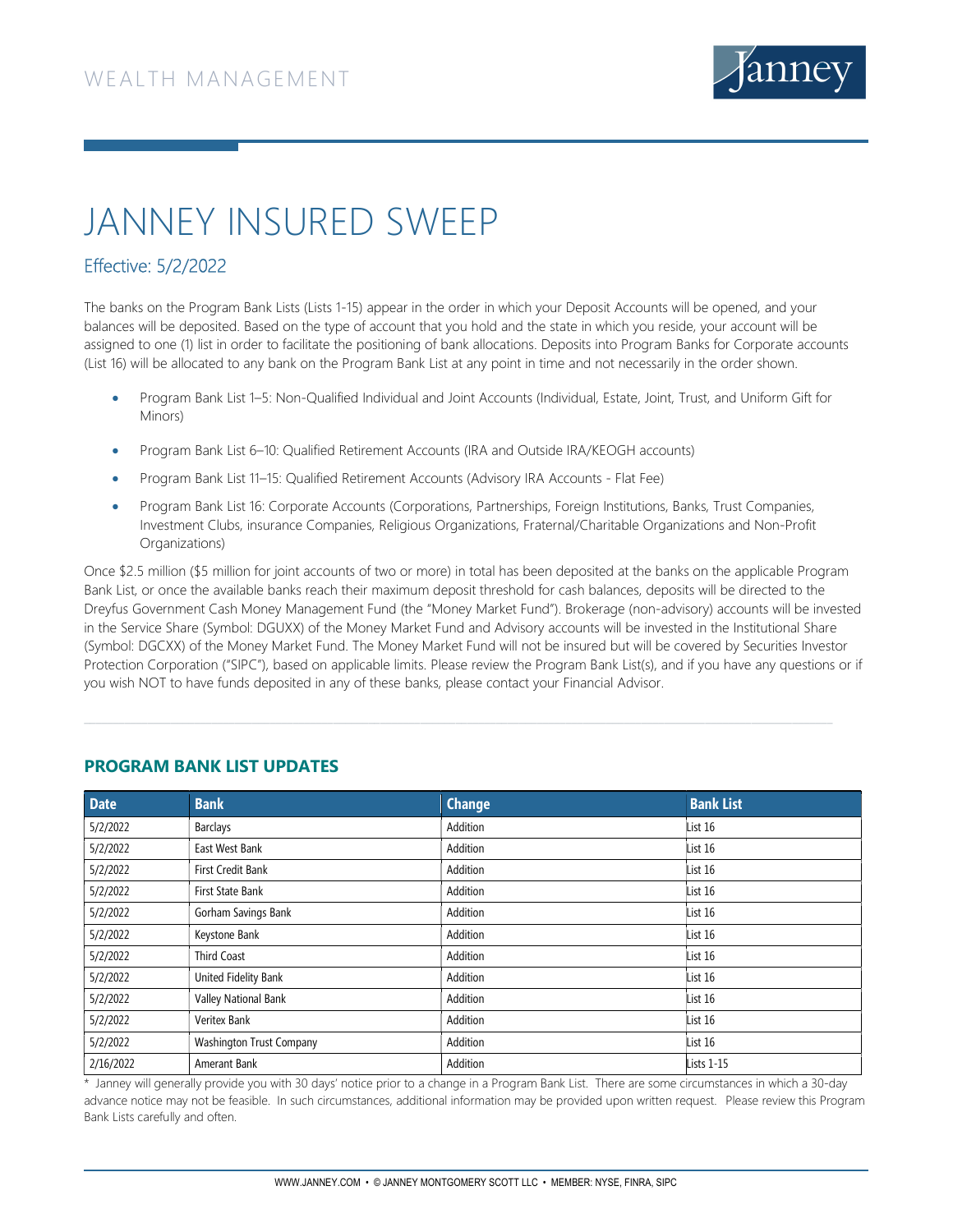WEALTH MANAGEMENT

# JANNEY INSURED SWEEP

## Effective: 5/2/2022

The banks on the Program Bank Lists (Lists 1-15) appear in the order in which your Deposit Accounts will be opened, and your balances will be deposited. Based on the type of account that you hold and the state in which you reside, your account will be assigned to one (1) list in order to facilitate the positioning of bank allocations. Deposits into Program Banks for Corporate accounts (List 16) will be allocated to any bank on the Program Bank List at any point in time and not necessarily in the order shown.

- Program Bank List 1–5: Non-Qualified Individual and Joint Accounts (Individual, Estate, Joint, Trust, and Uniform Gift for Minors)
- Program Bank List 6–10: Qualified Retirement Accounts (IRA and Outside IRA/KEOGH accounts)
- Program Bank List 11–15: Qualified Retirement Accounts (Advisory IRA Accounts - Flat Fee)
- Program Bank List 16: Corporate Accounts (Corporations, Partnerships, Foreign Institutions, Banks, Trust Companies, Investment Clubs, insurance Companies, Religious Organizations, Fraternal/Charitable Organizations and Non-Profit Organizations)

Once $2.5 million ($5 million for joint accounts of two or more) in total has been deposited at the banks on the applicable Program Bank List, or once the available banks reach their maximum deposit threshold for cash balances, deposits will be directed to the Dreyfus Government Cash Money Management Fund (the "Money Market Fund"). Brokerage (non-advisory) accounts will be invested in the Service Share (Symbol: DGUXX) of the Money Market Fund and Advisory accounts will be invested in the Institutional Share (Symbol: DGCXX) of the Money Market Fund. The Money Market Fund will not be insured but will be covered by Securities Investor Protection Corporation ("SIPC"), based on applicable limits. Please review the Program Bank List(s), and if you have any questions or if you wish NOT to have funds deposited in any of these banks, please contact your Financial Advisor.

## PROGRAM BANK LIST UPDATES

| Date | Bank | Change | Bank List |
|---|---|---|---|
| 5/2/2022 | Barclays | Addition | List 16 |
| 5/2/2022 | East West Bank | Addition | List 16 |
| 5/2/2022 | First Credit Bank | Addition | List 16 |
| 5/2/2022 | First State Bank | Addition | List 16 |
| 5/2/2022 | Gorham Savings Bank | Addition | List 16 |
| 5/2/2022 | Keystone Bank | Addition | List 16 |
| 5/2/2022 | Third Coast | Addition | List 16 |
| 5/2/2022 | United Fidelity Bank | Addition | List 16 |
| 5/2/2022 | Valley National Bank | Addition | List 16 |
| 5/2/2022 | Veritex Bank | Addition | List 16 |
| 5/2/2022 | Washington Trust Company | Addition | List 16 |
| 2/16/2022 | Amerant Bank | Addition | Lists 1-15 |

* Janney will generally provide you with 30 days' notice prior to a change in a Program Bank List. There are some circumstances in which a 30-day advance notice may not be feasible. In such circumstances, additional information may be provided upon written request. Please review this Program Bank Lists carefully and often.

WWW.JANNEY.COM • © JANNEY MONTGOMERY SCOTT LLC • MEMBER: NYSE, FINRA, SIPC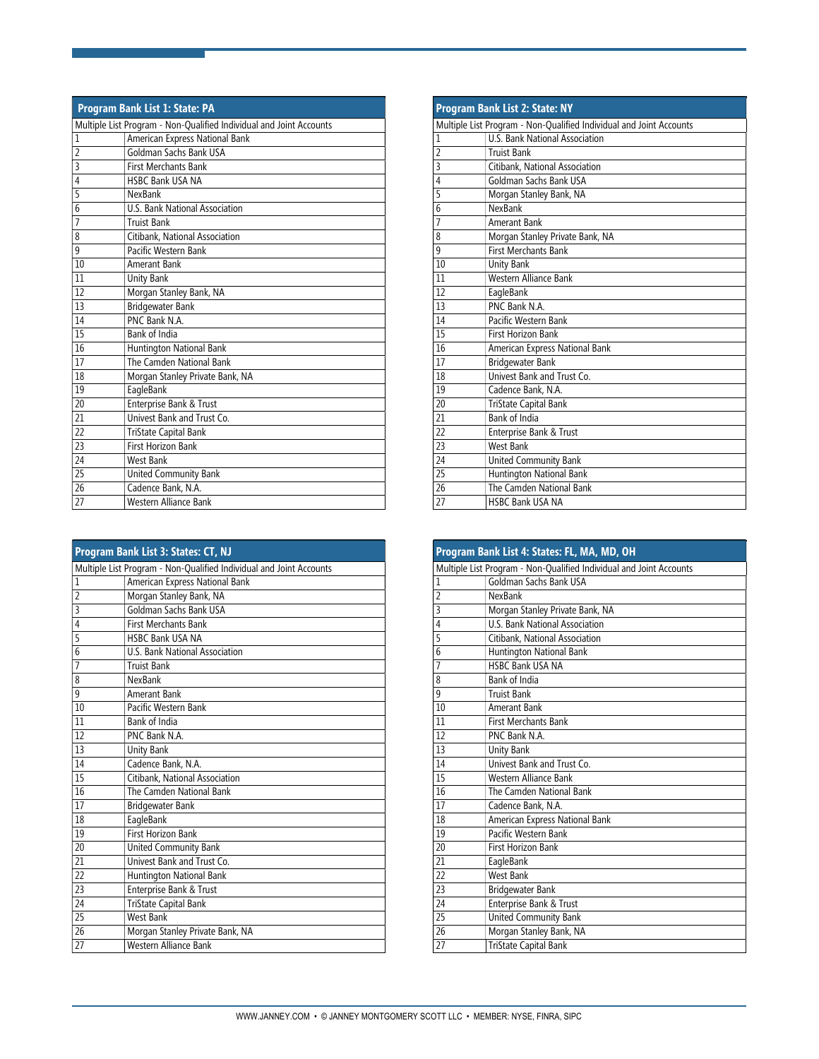| Program Bank List 1: State: PA | |
|---|---|
| Multiple List Program - Non-Qualified Individual and Joint Accounts | |
| 1 | American Express National Bank |
| 2 | Goldman Sachs Bank USA |
| 3 | First Merchants Bank |
| 4 | HSBC Bank USA NA |
| 5 | NexBank |
| 6 | U.S. Bank National Association |
| 7 | Truist Bank |
| 8 | Citibank, National Association |
| 9 | Pacific Western Bank |
| 10 | Amerant Bank |
| 11 | Unity Bank |
| 12 | Morgan Stanley Bank, NA |
| 13 | Bridgewater Bank |
| 14 | PNC Bank N.A. |
| 15 | Bank of India |
| 16 | Huntington National Bank |
| 17 | The Camden National Bank |
| 18 | Morgan Stanley Private Bank, NA |
| 19 | EagleBank |
| 20 | Enterprise Bank & Trust |
| 21 | Univest Bank and Trust Co. |
| 22 | TriState Capital Bank |
| 23 | First Horizon Bank |
| 24 | West Bank |
| 25 | United Community Bank |
| 26 | Cadence Bank, N.A. |
| 27 | Western Alliance Bank |

| Program Bank List 2: State: NY | |
|---|---|
| Multiple List Program - Non-Qualified Individual and Joint Accounts | |
| 1 | U.S. Bank National Association |
| 2 | Truist Bank |
| 3 | Citibank, National Association |
| 4 | Goldman Sachs Bank USA |
| 5 | Morgan Stanley Bank, NA |
| 6 | NexBank |
| 7 | Amerant Bank |
| 8 | Morgan Stanley Private Bank, NA |
| 9 | First Merchants Bank |
| 10 | Unity Bank |
| 11 | Western Alliance Bank |
| 12 | EagleBank |
| 13 | PNC Bank N.A. |
| 14 | Pacific Western Bank |
| 15 | First Horizon Bank |
| 16 | American Express National Bank |
| 17 | Bridgewater Bank |
| 18 | Univest Bank and Trust Co. |
| 19 | Cadence Bank, N.A. |
| 20 | TriState Capital Bank |
| 21 | Bank of India |
| 22 | Enterprise Bank & Trust |
| 23 | West Bank |
| 24 | United Community Bank |
| 25 | Huntington National Bank |
| 26 | The Camden National Bank |
| 27 | HSBC Bank USA NA |

| Program Bank List 3: States: CT, NJ | |
|---|---|
| Multiple List Program - Non-Qualified Individual and Joint Accounts | |
| 1 | American Express National Bank |
| 2 | Morgan Stanley Bank, NA |
| 3 | Goldman Sachs Bank USA |
| 4 | First Merchants Bank |
| 5 | HSBC Bank USA NA |
| 6 | U.S. Bank National Association |
| 7 | Truist Bank |
| 8 | NexBank |
| 9 | Amerant Bank |
| 10 | Pacific Western Bank |
| 11 | Bank of India |
| 12 | PNC Bank N.A. |
| 13 | Unity Bank |
| 14 | Cadence Bank, N.A. |
| 15 | Citibank, National Association |
| 16 | The Camden National Bank |
| 17 | Bridgewater Bank |
| 18 | EagleBank |
| 19 | First Horizon Bank |
| 20 | United Community Bank |
| 21 | Univest Bank and Trust Co. |
| 22 | Huntington National Bank |
| 23 | Enterprise Bank & Trust |
| 24 | TriState Capital Bank |
| 25 | West Bank |
| 26 | Morgan Stanley Private Bank, NA |
| 27 | Western Alliance Bank |

| Program Bank List 4: States: FL, MA, MD, OH | |
|---|---|
| Multiple List Program - Non-Qualified Individual and Joint Accounts | |
| 1 | Goldman Sachs Bank USA |
| 2 | NexBank |
| 3 | Morgan Stanley Private Bank, NA |
| 4 | U.S. Bank National Association |
| 5 | Citibank, National Association |
| 6 | Huntington National Bank |
| 7 | HSBC Bank USA NA |
| 8 | Bank of India |
| 9 | Truist Bank |
| 10 | Amerant Bank |
| 11 | First Merchants Bank |
| 12 | PNC Bank N.A. |
| 13 | Unity Bank |
| 14 | Univest Bank and Trust Co. |
| 15 | Western Alliance Bank |
| 16 | The Camden National Bank |
| 17 | Cadence Bank, N.A. |
| 18 | American Express National Bank |
| 19 | Pacific Western Bank |
| 20 | First Horizon Bank |
| 21 | EagleBank |
| 22 | West Bank |
| 23 | Bridgewater Bank |
| 24 | Enterprise Bank & Trust |
| 25 | United Community Bank |
| 26 | Morgan Stanley Bank, NA |
| 27 | TriState Capital Bank |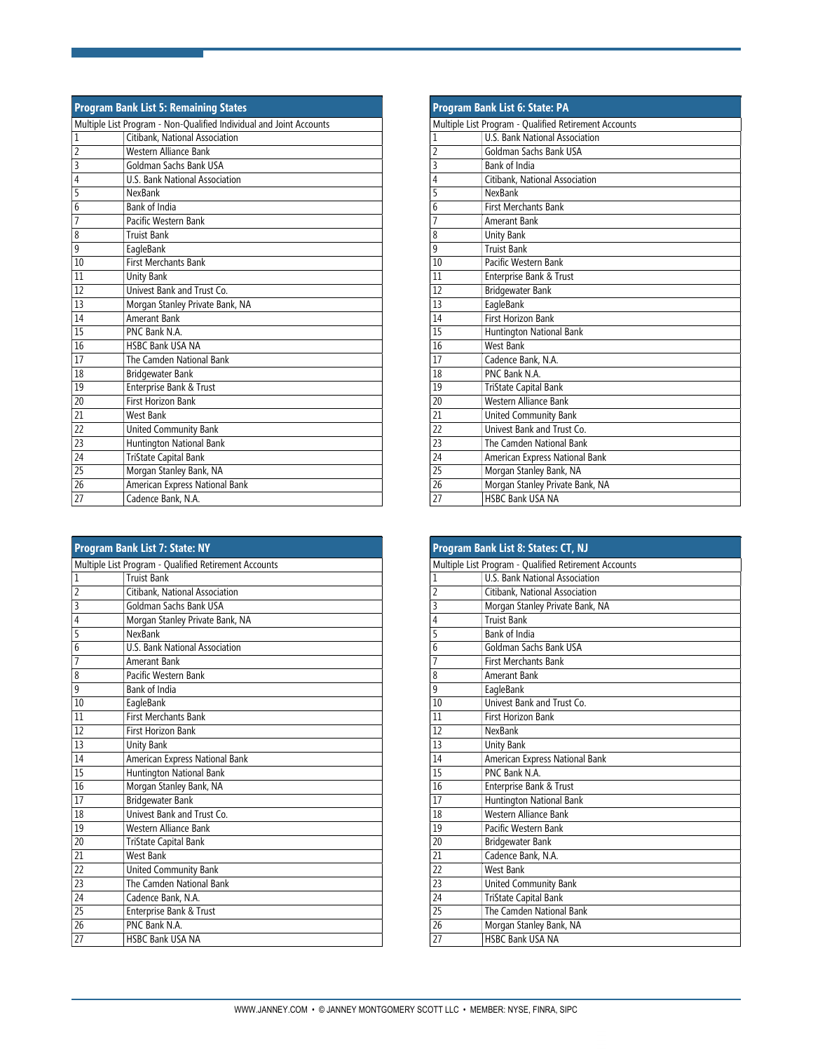| Program Bank List 5: Remaining States | |
|---|---|
| Multiple List Program - Non-Qualified Individual and Joint Accounts | |
| 1 | Citibank, National Association |
| 2 | Western Alliance Bank |
| 3 | Goldman Sachs Bank USA |
| 4 | U.S. Bank National Association |
| 5 | NexBank |
| 6 | Bank of India |
| 7 | Pacific Western Bank |
| 8 | Truist Bank |
| 9 | EagleBank |
| 10 | First Merchants Bank |
| 11 | Unity Bank |
| 12 | Univest Bank and Trust Co. |
| 13 | Morgan Stanley Private Bank, NA |
| 14 | Amerant Bank |
| 15 | PNC Bank N.A. |
| 16 | HSBC Bank USA NA |
| 17 | The Camden National Bank |
| 18 | Bridgewater Bank |
| 19 | Enterprise Bank & Trust |
| 20 | First Horizon Bank |
| 21 | West Bank |
| 22 | United Community Bank |
| 23 | Huntington National Bank |
| 24 | TriState Capital Bank |
| 25 | Morgan Stanley Bank, NA |
| 26 | American Express National Bank |
| 27 | Cadence Bank, N.A. |

| Program Bank List 6: State: PA | |
|---|---|
| Multiple List Program - Qualified Retirement Accounts | |
| 1 | U.S. Bank National Association |
| 2 | Goldman Sachs Bank USA |
| 3 | Bank of India |
| 4 | Citibank, National Association |
| 5 | NexBank |
| 6 | First Merchants Bank |
| 7 | Amerant Bank |
| 8 | Unity Bank |
| 9 | Truist Bank |
| 10 | Pacific Western Bank |
| 11 | Enterprise Bank & Trust |
| 12 | Bridgewater Bank |
| 13 | EagleBank |
| 14 | First Horizon Bank |
| 15 | Huntington National Bank |
| 16 | West Bank |
| 17 | Cadence Bank, N.A. |
| 18 | PNC Bank N.A. |
| 19 | TriState Capital Bank |
| 20 | Western Alliance Bank |
| 21 | United Community Bank |
| 22 | Univest Bank and Trust Co. |
| 23 | The Camden National Bank |
| 24 | American Express National Bank |
| 25 | Morgan Stanley Bank, NA |
| 26 | Morgan Stanley Private Bank, NA |
| 27 | HSBC Bank USA NA |

| Program Bank List 7: State: NY | |
|---|---|
| Multiple List Program - Qualified Retirement Accounts | |
| 1 | Truist Bank |
| 2 | Citibank, National Association |
| 3 | Goldman Sachs Bank USA |
| 4 | Morgan Stanley Private Bank, NA |
| 5 | NexBank |
| 6 | U.S. Bank National Association |
| 7 | Amerant Bank |
| 8 | Pacific Western Bank |
| 9 | Bank of India |
| 10 | EagleBank |
| 11 | First Merchants Bank |
| 12 | First Horizon Bank |
| 13 | Unity Bank |
| 14 | American Express National Bank |
| 15 | Huntington National Bank |
| 16 | Morgan Stanley Bank, NA |
| 17 | Bridgewater Bank |
| 18 | Univest Bank and Trust Co. |
| 19 | Western Alliance Bank |
| 20 | TriState Capital Bank |
| 21 | West Bank |
| 22 | United Community Bank |
| 23 | The Camden National Bank |
| 24 | Cadence Bank, N.A. |
| 25 | Enterprise Bank & Trust |
| 26 | PNC Bank N.A. |
| 27 | HSBC Bank USA NA |

| Program Bank List 8: States: CT, NJ | |
|---|---|
| Multiple List Program - Qualified Retirement Accounts | |
| 1 | U.S. Bank National Association |
| 2 | Citibank, National Association |
| 3 | Morgan Stanley Private Bank, NA |
| 4 | Truist Bank |
| 5 | Bank of India |
| 6 | Goldman Sachs Bank USA |
| 7 | First Merchants Bank |
| 8 | Amerant Bank |
| 9 | EagleBank |
| 10 | Univest Bank and Trust Co. |
| 11 | First Horizon Bank |
| 12 | NexBank |
| 13 | Unity Bank |
| 14 | American Express National Bank |
| 15 | PNC Bank N.A. |
| 16 | Enterprise Bank & Trust |
| 17 | Huntington National Bank |
| 18 | Western Alliance Bank |
| 19 | Pacific Western Bank |
| 20 | Bridgewater Bank |
| 21 | Cadence Bank, N.A. |
| 22 | West Bank |
| 23 | United Community Bank |
| 24 | TriState Capital Bank |
| 25 | The Camden National Bank |
| 26 | Morgan Stanley Bank, NA |
| 27 | HSBC Bank USA NA |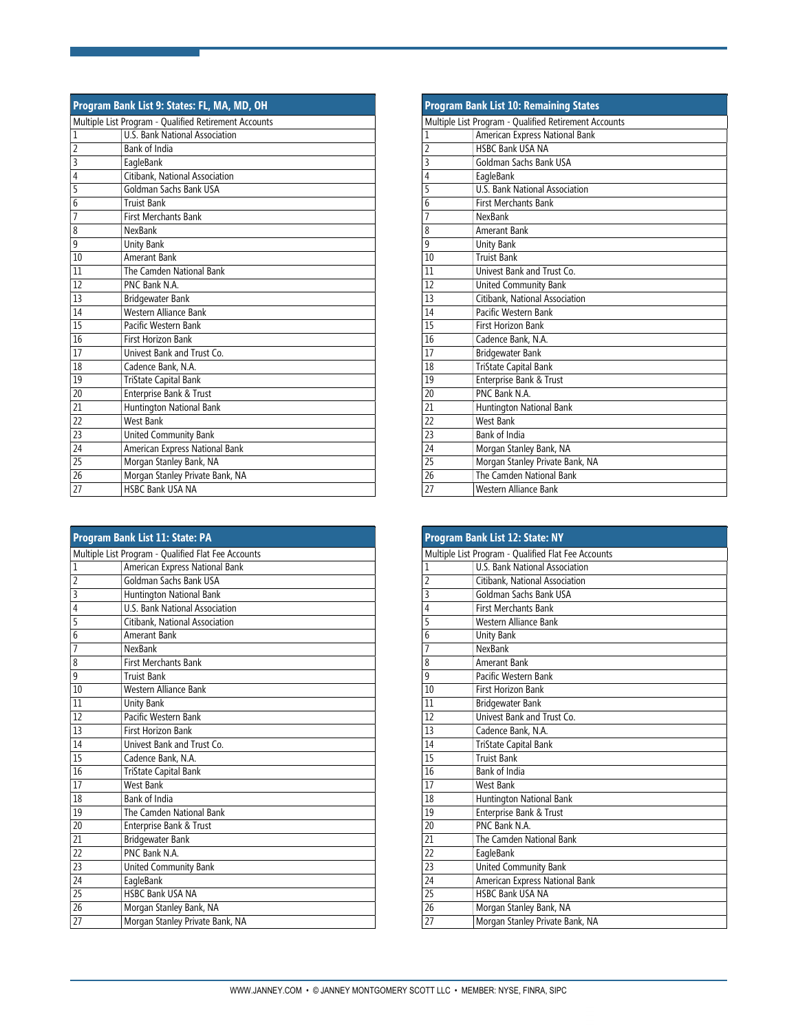| Program Bank List 9: States: FL, MA, MD, OH | |
|---|---|
| Multiple List Program - Qualified Retirement Accounts | |
| 1 | U.S. Bank National Association |
| 2 | Bank of India |
| 3 | EagleBank |
| 4 | Citibank, National Association |
| 5 | Goldman Sachs Bank USA |
| 6 | Truist Bank |
| 7 | First Merchants Bank |
| 8 | NexBank |
| 9 | Unity Bank |
| 10 | Amerant Bank |
| 11 | The Camden National Bank |
| 12 | PNC Bank N.A. |
| 13 | Bridgewater Bank |
| 14 | Western Alliance Bank |
| 15 | Pacific Western Bank |
| 16 | First Horizon Bank |
| 17 | Univest Bank and Trust Co. |
| 18 | Cadence Bank, N.A. |
| 19 | TriState Capital Bank |
| 20 | Enterprise Bank & Trust |
| 21 | Huntington National Bank |
| 22 | West Bank |
| 23 | United Community Bank |
| 24 | American Express National Bank |
| 25 | Morgan Stanley Bank, NA |
| 26 | Morgan Stanley Private Bank, NA |
| 27 | HSBC Bank USA NA |

| Program Bank List 10: Remaining States | |
|---|---|
| Multiple List Program - Qualified Retirement Accounts | |
| 1 | American Express National Bank |
| 2 | HSBC Bank USA NA |
| 3 | Goldman Sachs Bank USA |
| 4 | EagleBank |
| 5 | U.S. Bank National Association |
| 6 | First Merchants Bank |
| 7 | NexBank |
| 8 | Amerant Bank |
| 9 | Unity Bank |
| 10 | Truist Bank |
| 11 | Univest Bank and Trust Co. |
| 12 | United Community Bank |
| 13 | Citibank, National Association |
| 14 | Pacific Western Bank |
| 15 | First Horizon Bank |
| 16 | Cadence Bank, N.A. |
| 17 | Bridgewater Bank |
| 18 | TriState Capital Bank |
| 19 | Enterprise Bank & Trust |
| 20 | PNC Bank N.A. |
| 21 | Huntington National Bank |
| 22 | West Bank |
| 23 | Bank of India |
| 24 | Morgan Stanley Bank, NA |
| 25 | Morgan Stanley Private Bank, NA |
| 26 | The Camden National Bank |
| 27 | Western Alliance Bank |

| Program Bank List 11: State: PA | |
|---|---|
| Multiple List Program - Qualified Flat Fee Accounts | |
| 1 | American Express National Bank |
| 2 | Goldman Sachs Bank USA |
| 3 | Huntington National Bank |
| 4 | U.S. Bank National Association |
| 5 | Citibank, National Association |
| 6 | Amerant Bank |
| 7 | NexBank |
| 8 | First Merchants Bank |
| 9 | Truist Bank |
| 10 | Western Alliance Bank |
| 11 | Unity Bank |
| 12 | Pacific Western Bank |
| 13 | First Horizon Bank |
| 14 | Univest Bank and Trust Co. |
| 15 | Cadence Bank, N.A. |
| 16 | TriState Capital Bank |
| 17 | West Bank |
| 18 | Bank of India |
| 19 | The Camden National Bank |
| 20 | Enterprise Bank & Trust |
| 21 | Bridgewater Bank |
| 22 | PNC Bank N.A. |
| 23 | United Community Bank |
| 24 | EagleBank |
| 25 | HSBC Bank USA NA |
| 26 | Morgan Stanley Bank, NA |
| 27 | Morgan Stanley Private Bank, NA |

| Program Bank List 12: State: NY | |
|---|---|
| Multiple List Program - Qualified Flat Fee Accounts | |
| 1 | U.S. Bank National Association |
| 2 | Citibank, National Association |
| 3 | Goldman Sachs Bank USA |
| 4 | First Merchants Bank |
| 5 | Western Alliance Bank |
| 6 | Unity Bank |
| 7 | NexBank |
| 8 | Amerant Bank |
| 9 | Pacific Western Bank |
| 10 | First Horizon Bank |
| 11 | Bridgewater Bank |
| 12 | Univest Bank and Trust Co. |
| 13 | Cadence Bank, N.A. |
| 14 | TriState Capital Bank |
| 15 | Truist Bank |
| 16 | Bank of India |
| 17 | West Bank |
| 18 | Huntington National Bank |
| 19 | Enterprise Bank & Trust |
| 20 | PNC Bank N.A. |
| 21 | The Camden National Bank |
| 22 | EagleBank |
| 23 | United Community Bank |
| 24 | American Express National Bank |
| 25 | HSBC Bank USA NA |
| 26 | Morgan Stanley Bank, NA |
| 27 | Morgan Stanley Private Bank, NA |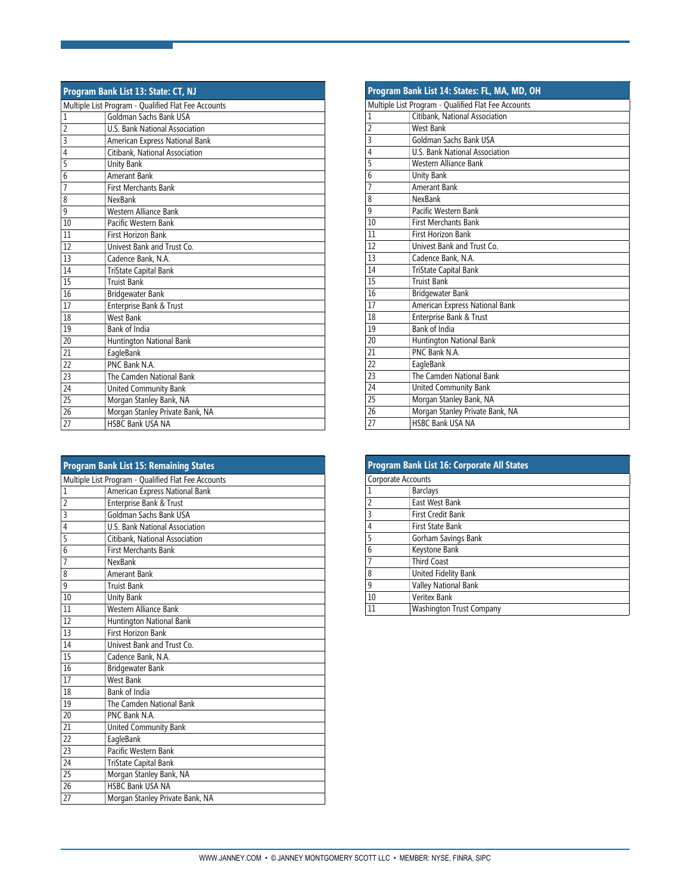| Program Bank List 13: State: CT, NJ | |
|---|---|
| Multiple List Program - Qualified Flat Fee Accounts | |
| 1 | Goldman Sachs Bank USA |
| 2 | U.S. Bank National Association |
| 3 | American Express National Bank |
| 4 | Citibank, National Association |
| 5 | Unity Bank |
| 6 | Amerant Bank |
| 7 | First Merchants Bank |
| 8 | NexBank |
| 9 | Western Alliance Bank |
| 10 | Pacific Western Bank |
| 11 | First Horizon Bank |
| 12 | Univest Bank and Trust Co. |
| 13 | Cadence Bank, N.A. |
| 14 | TriState Capital Bank |
| 15 | Truist Bank |
| 16 | Bridgewater Bank |
| 17 | Enterprise Bank & Trust |
| 18 | West Bank |
| 19 | Bank of India |
| 20 | Huntington National Bank |
| 21 | EagleBank |
| 22 | PNC Bank N.A. |
| 23 | The Camden National Bank |
| 24 | United Community Bank |
| 25 | Morgan Stanley Bank, NA |
| 26 | Morgan Stanley Private Bank, NA |
| 27 | HSBC Bank USA NA |

| Program Bank List 14: States: FL, MA, MD, OH | |
|---|---|
| Multiple List Program - Qualified Flat Fee Accounts | |
| 1 | Citibank, National Association |
| 2 | West Bank |
| 3 | Goldman Sachs Bank USA |
| 4 | U.S. Bank National Association |
| 5 | Western Alliance Bank |
| 6 | Unity Bank |
| 7 | Amerant Bank |
| 8 | NexBank |
| 9 | Pacific Western Bank |
| 10 | First Merchants Bank |
| 11 | First Horizon Bank |
| 12 | Univest Bank and Trust Co. |
| 13 | Cadence Bank, N.A. |
| 14 | TriState Capital Bank |
| 15 | Truist Bank |
| 16 | Bridgewater Bank |
| 17 | American Express National Bank |
| 18 | Enterprise Bank & Trust |
| 19 | Bank of India |
| 20 | Huntington National Bank |
| 21 | PNC Bank N.A. |
| 22 | EagleBank |
| 23 | The Camden National Bank |
| 24 | United Community Bank |
| 25 | Morgan Stanley Bank, NA |
| 26 | Morgan Stanley Private Bank, NA |
| 27 | HSBC Bank USA NA |

| Program Bank List 15: Remaining States | |
|---|---|
| Multiple List Program - Qualified Flat Fee Accounts | |
| 1 | American Express National Bank |
| 2 | Enterprise Bank & Trust |
| 3 | Goldman Sachs Bank USA |
| 4 | U.S. Bank National Association |
| 5 | Citibank, National Association |
| 6 | First Merchants Bank |
| 7 | NexBank |
| 8 | Amerant Bank |
| 9 | Truist Bank |
| 10 | Unity Bank |
| 11 | Western Alliance Bank |
| 12 | Huntington National Bank |
| 13 | First Horizon Bank |
| 14 | Univest Bank and Trust Co. |
| 15 | Cadence Bank, N.A. |
| 16 | Bridgewater Bank |
| 17 | West Bank |
| 18 | Bank of India |
| 19 | The Camden National Bank |
| 20 | PNC Bank N.A. |
| 21 | United Community Bank |
| 22 | EagleBank |
| 23 | Pacific Western Bank |
| 24 | TriState Capital Bank |
| 25 | Morgan Stanley Bank, NA |
| 26 | HSBC Bank USA NA |
| 27 | Morgan Stanley Private Bank, NA |

| Program Bank List 16: Corporate All States | |
|---|---|
| Corporate Accounts | |
| 1 | Barclays |
| 2 | East West Bank |
| 3 | First Credit Bank |
| 4 | First State Bank |
| 5 | Gorham Savings Bank |
| 6 | Keystone Bank |
| 7 | Third Coast |
| 8 | United Fidelity Bank |
| 9 | Valley National Bank |
| 10 | Veritex Bank |
| 11 | Washington Trust Company |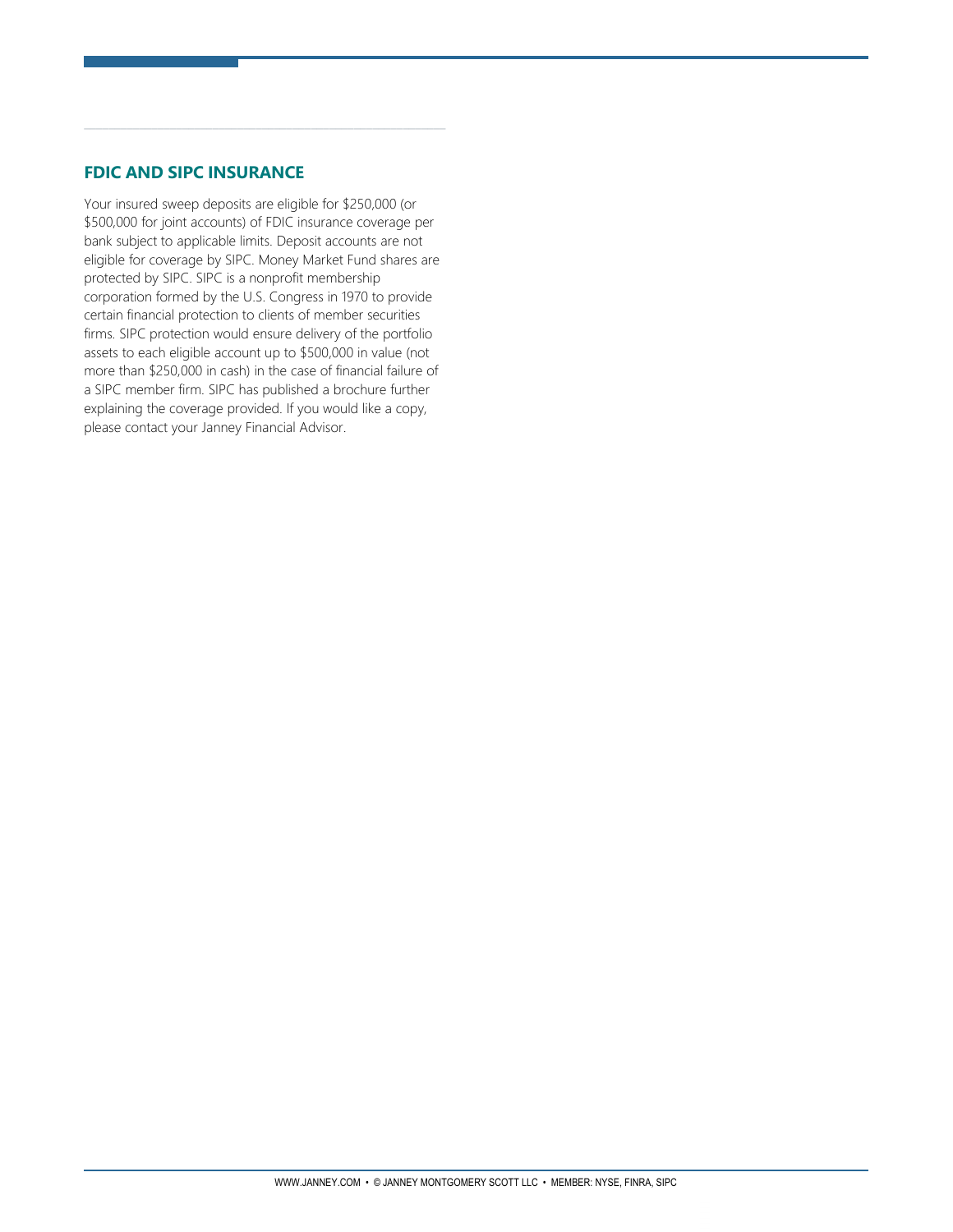## FDIC AND SIPC INSURANCE

Your insured sweep deposits are eligible for $250,000 (or $500,000 for joint accounts) of FDIC insurance coverage per bank subject to applicable limits. Deposit accounts are not eligible for coverage by SIPC. Money Market Fund shares are protected by SIPC. SIPC is a nonprofit membership corporation formed by the U.S. Congress in 1970 to provide certain financial protection to clients of member securities firms. SIPC protection would ensure delivery of the portfolio assets to each eligible account up to $500,000 in value (not more than $250,000 in cash) in the case of financial failure of a SIPC member firm. SIPC has published a brochure further explaining the coverage provided. If you would like a copy, please contact your Janney Financial Advisor.